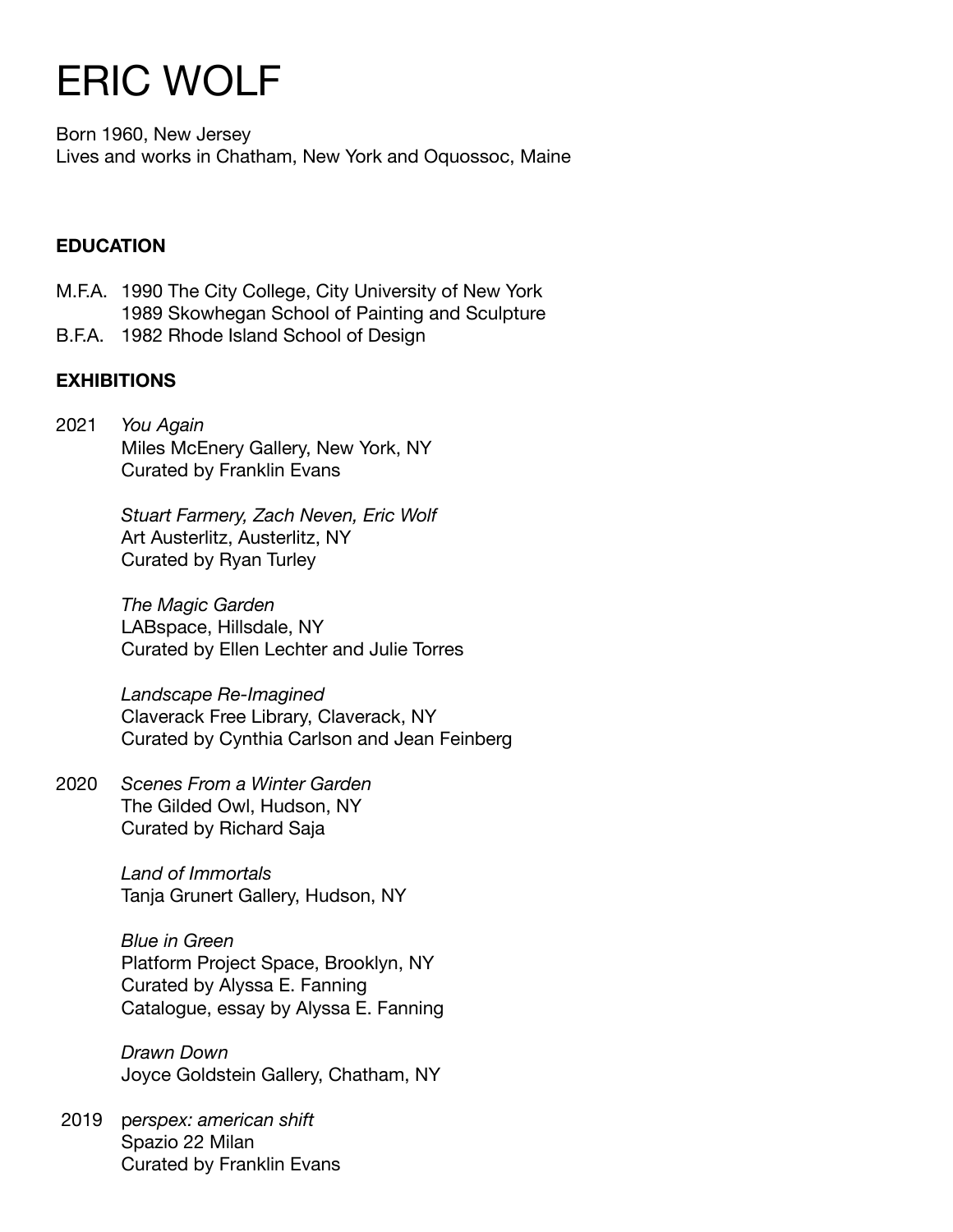# ERIC WOLF

Born 1960, New Jersey
Lives and works in Chatham, New York and Oquossoc, Maine

## EDUCATION

M.F.A. 1990 The City College, City University of New York
1989 Skowhegan School of Painting and Sculpture
B.F.A. 1982 Rhode Island School of Design

## EXHIBITIONS

2021 *You Again*
Miles McEnery Gallery, New York, NY
Curated by Franklin Evans

*Stuart Farmery, Zach Neven, Eric Wolf*
Art Austerlitz, Austerlitz, NY
Curated by Ryan Turley

*The Magic Garden*
LABspace, Hillsdale, NY
Curated by Ellen Lechter and Julie Torres

*Landscape Re-Imagined*
Claverack Free Library, Claverack, NY
Curated by Cynthia Carlson and Jean Feinberg

2020 *Scenes From a Winter Garden*
The Gilded Owl, Hudson, NY
Curated by Richard Saja

*Land of Immortals*
Tanja Grunert Gallery, Hudson, NY

*Blue in Green*
Platform Project Space, Brooklyn, NY
Curated by Alyssa E. Fanning
Catalogue, essay by Alyssa E. Fanning

*Drawn Down*
Joyce Goldstein Gallery, Chatham, NY

2019 p*erspex: american shift*
Spazio 22 Milan
Curated by Franklin Evans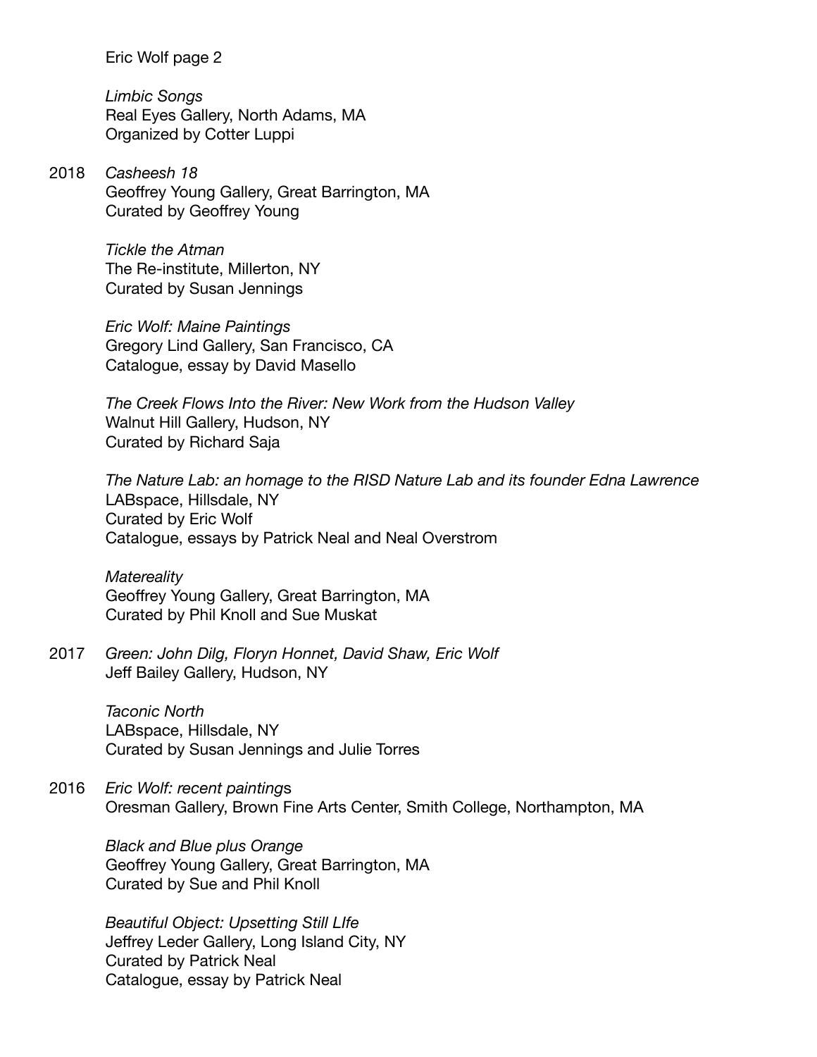*Limbic Songs*
Real Eyes Gallery, North Adams, MA
Organized by Cotter Luppi

2018 *Casheesh 18*
Geoffrey Young Gallery, Great Barrington, MA
Curated by Geoffrey Young

*Tickle the Atman*
The Re-institute, Millerton, NY
Curated by Susan Jennings

*Eric Wolf: Maine Paintings*
Gregory Lind Gallery, San Francisco, CA
Catalogue, essay by David Masello

*The Creek Flows Into the River: New Work from the Hudson Valley*
Walnut Hill Gallery, Hudson, NY
Curated by Richard Saja

*The Nature Lab: an homage to the RISD Nature Lab and its founder Edna Lawrence*
LABspace, Hillsdale, NY
Curated by Eric Wolf
Catalogue, essays by Patrick Neal and Neal Overstrom

*Matereality*
Geoffrey Young Gallery, Great Barrington, MA
Curated by Phil Knoll and Sue Muskat

2017 *Green: John Dilg, Floryn Honnet, David Shaw, Eric Wolf*
Jeff Bailey Gallery, Hudson, NY

*Taconic North*
LABspace, Hillsdale, NY
Curated by Susan Jennings and Julie Torres

2016 *Eric Wolf: recent paintings*
Oresman Gallery, Brown Fine Arts Center, Smith College, Northampton, MA

*Black and Blue plus Orange*
Geoffrey Young Gallery, Great Barrington, MA
Curated by Sue and Phil Knoll

*Beautiful Object: Upsetting Still LIfe*
Jeffrey Leder Gallery, Long Island City, NY
Curated by Patrick Neal
Catalogue, essay by Patrick Neal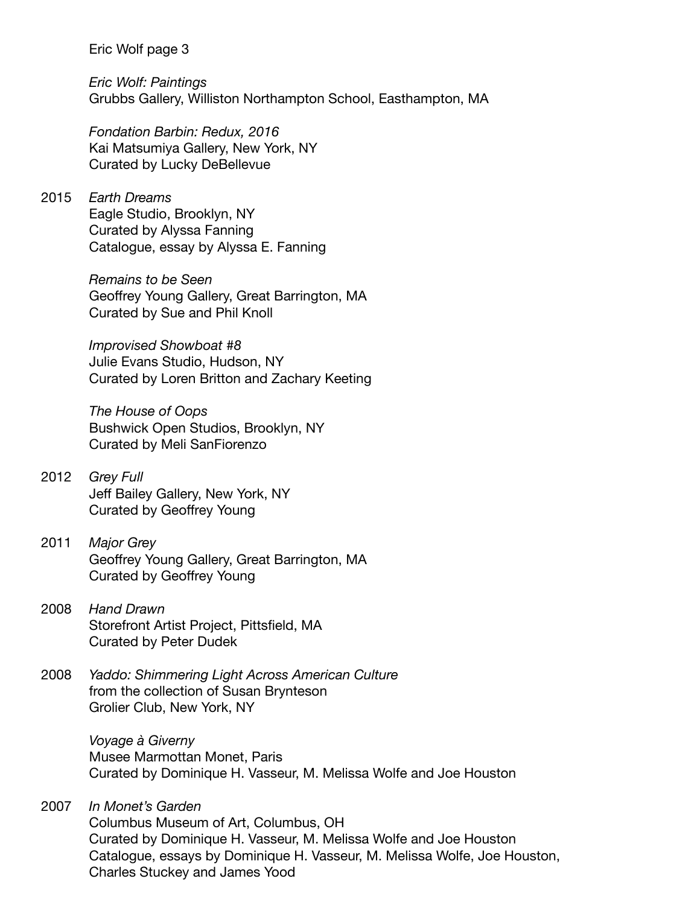*Eric Wolf: Paintings*
Grubbs Gallery, Williston Northampton School, Easthampton, MA

*Fondation Barbin: Redux, 2016*
Kai Matsumiya Gallery, New York, NY
Curated by Lucky DeBellevue

2015 *Earth Dreams*
Eagle Studio, Brooklyn, NY
Curated by Alyssa Fanning
Catalogue, essay by Alyssa E. Fanning

*Remains to be Seen*
Geoffrey Young Gallery, Great Barrington, MA
Curated by Sue and Phil Knoll

*Improvised Showboat #8*
Julie Evans Studio, Hudson, NY
Curated by Loren Britton and Zachary Keeting

*The House of Oops*
Bushwick Open Studios, Brooklyn, NY
Curated by Meli SanFiorenzo

2012 *Grey Full*
Jeff Bailey Gallery, New York, NY
Curated by Geoffrey Young

2011 *Major Grey*
Geoffrey Young Gallery, Great Barrington, MA
Curated by Geoffrey Young

2008 *Hand Drawn*
Storefront Artist Project, Pittsfield, MA
Curated by Peter Dudek

2008 *Yaddo: Shimmering Light Across American Culture*
from the collection of Susan Brynteson
Grolier Club, New York, NY

*Voyage à Giverny*
Musee Marmottan Monet, Paris
Curated by Dominique H. Vasseur, M. Melissa Wolfe and Joe Houston

2007 *In Monet's Garden*
Columbus Museum of Art, Columbus, OH
Curated by Dominique H. Vasseur, M. Melissa Wolfe and Joe Houston
Catalogue, essays by Dominique H. Vasseur, M. Melissa Wolfe, Joe Houston, Charles Stuckey and James Yood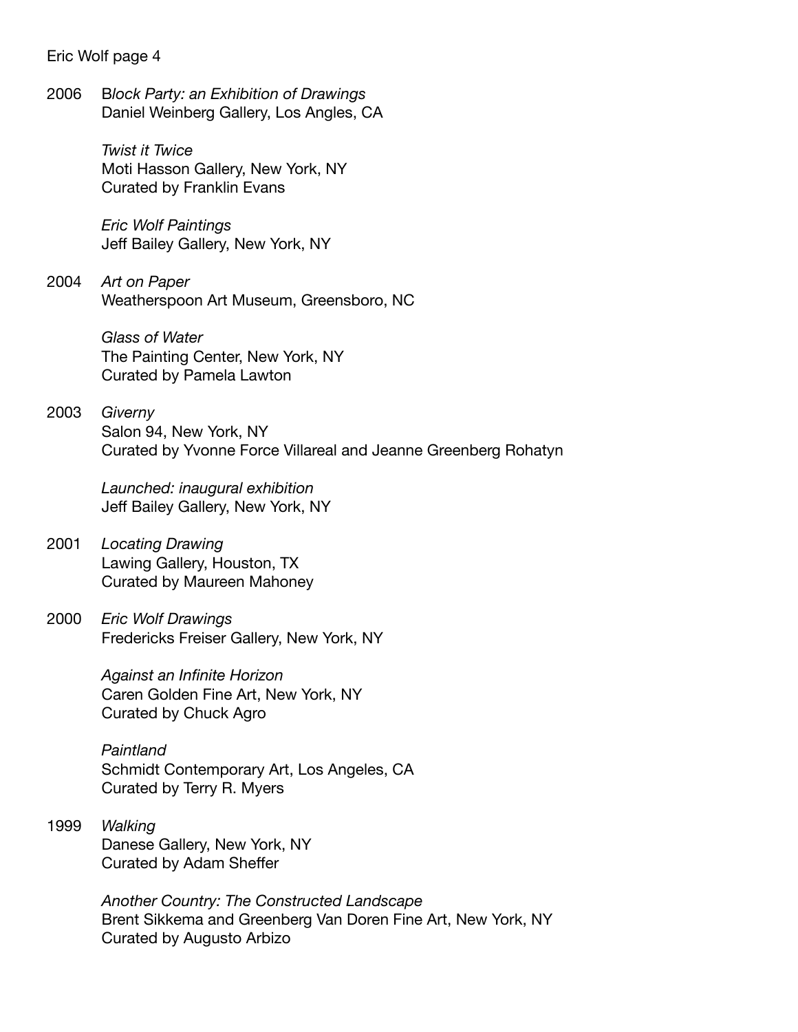2006 B*lock Party: an Exhibition of Drawings*
Daniel Weinberg Gallery, Los Angles, CA

*Twist it Twice*
Moti Hasson Gallery, New York, NY
Curated by Franklin Evans

*Eric Wolf Paintings*
Jeff Bailey Gallery, New York, NY

2004 *Art on Paper*
Weatherspoon Art Museum, Greensboro, NC

*Glass of Water*
The Painting Center, New York, NY
Curated by Pamela Lawton

2003 *Giverny*
Salon 94, New York, NY
Curated by Yvonne Force Villareal and Jeanne Greenberg Rohatyn

*Launched: inaugural exhibition*
Jeff Bailey Gallery, New York, NY

2001 *Locating Drawing*
Lawing Gallery, Houston, TX
Curated by Maureen Mahoney

2000 *Eric Wolf Drawings*
Fredericks Freiser Gallery, New York, NY

*Against an Infinite Horizon*
Caren Golden Fine Art, New York, NY
Curated by Chuck Agro

*Paintland*
Schmidt Contemporary Art, Los Angeles, CA
Curated by Terry R. Myers

1999 *Walking*
Danese Gallery, New York, NY
Curated by Adam Sheffer

*Another Country: The Constructed Landscape*
Brent Sikkema and Greenberg Van Doren Fine Art, New York, NY
Curated by Augusto Arbizo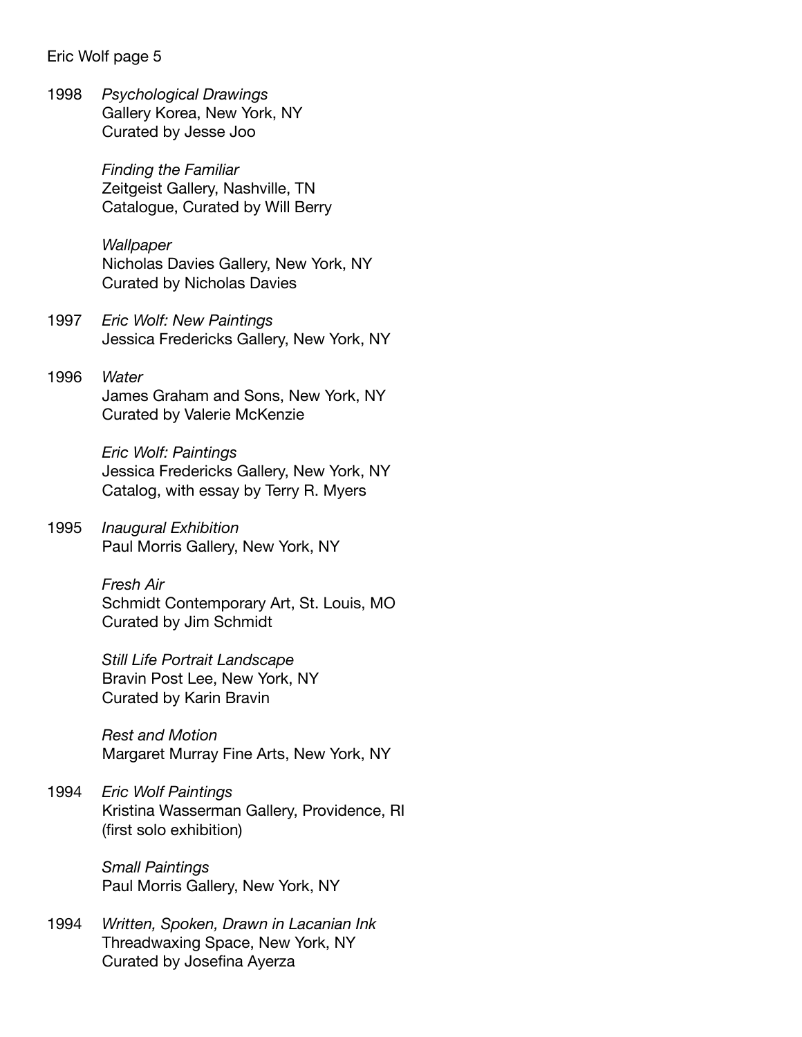1998 *Psychological Drawings*
Gallery Korea, New York, NY
Curated by Jesse Joo

*Finding the Familiar*
Zeitgeist Gallery, Nashville, TN
Catalogue, Curated by Will Berry

*Wallpaper*
Nicholas Davies Gallery, New York, NY
Curated by Nicholas Davies

1997 *Eric Wolf: New Paintings*
Jessica Fredericks Gallery, New York, NY

1996 *Water*
James Graham and Sons, New York, NY
Curated by Valerie McKenzie

*Eric Wolf: Paintings*
Jessica Fredericks Gallery, New York, NY
Catalog, with essay by Terry R. Myers

1995 *Inaugural Exhibition*
Paul Morris Gallery, New York, NY

*Fresh Air*
Schmidt Contemporary Art, St. Louis, MO
Curated by Jim Schmidt

*Still Life Portrait Landscape*
Bravin Post Lee, New York, NY
Curated by Karin Bravin

*Rest and Motion*
Margaret Murray Fine Arts, New York, NY

1994 *Eric Wolf Paintings*
Kristina Wasserman Gallery, Providence, RI
(first solo exhibition)

*Small Paintings*
Paul Morris Gallery, New York, NY

1994 *Written, Spoken, Drawn in Lacanian Ink*
Threadwaxing Space, New York, NY
Curated by Josefina Ayerza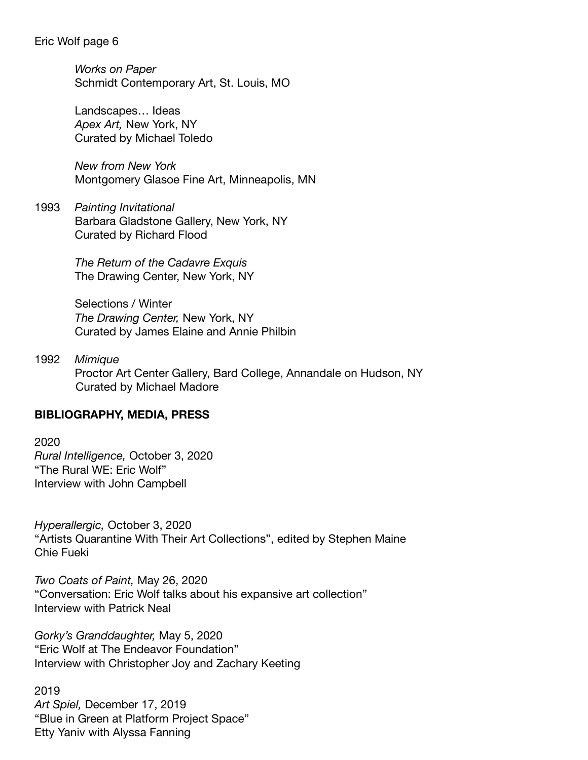*Works on Paper*
Schmidt Contemporary Art, St. Louis, MO

Landscapes… Ideas
*Apex Art,* New York, NY
Curated by Michael Toledo

*New from New York*
Montgomery Glasoe Fine Art, Minneapolis, MN

1993 *Painting Invitational*
Barbara Gladstone Gallery, New York, NY
Curated by Richard Flood

*The Return of the Cadavre Exquis*
The Drawing Center, New York, NY

Selections / Winter
*The Drawing Center,* New York, NY
Curated by James Elaine and Annie Philbin

1992 *Mimique*
Proctor Art Center Gallery, Bard College, Annandale on Hudson, NY
Curated by Michael Madore

**BIBLIOGRAPHY, MEDIA, PRESS**

2020

*Rural Intelligence,* October 3, 2020
"The Rural WE: Eric Wolf"
Interview with John Campbell

*Hyperallergic,* October 3, 2020
"Artists Quarantine With Their Art Collections", edited by Stephen Maine
Chie Fueki

*Two Coats of Paint,* May 26, 2020
"Conversation: Eric Wolf talks about his expansive art collection"
Interview with Patrick Neal

*Gorky's Granddaughter,* May 5, 2020
"Eric Wolf at The Endeavor Foundation"
Interview with Christopher Joy and Zachary Keeting

2019

*Art Spiel,* December 17, 2019
"Blue in Green at Platform Project Space"
Etty Yaniv with Alyssa Fanning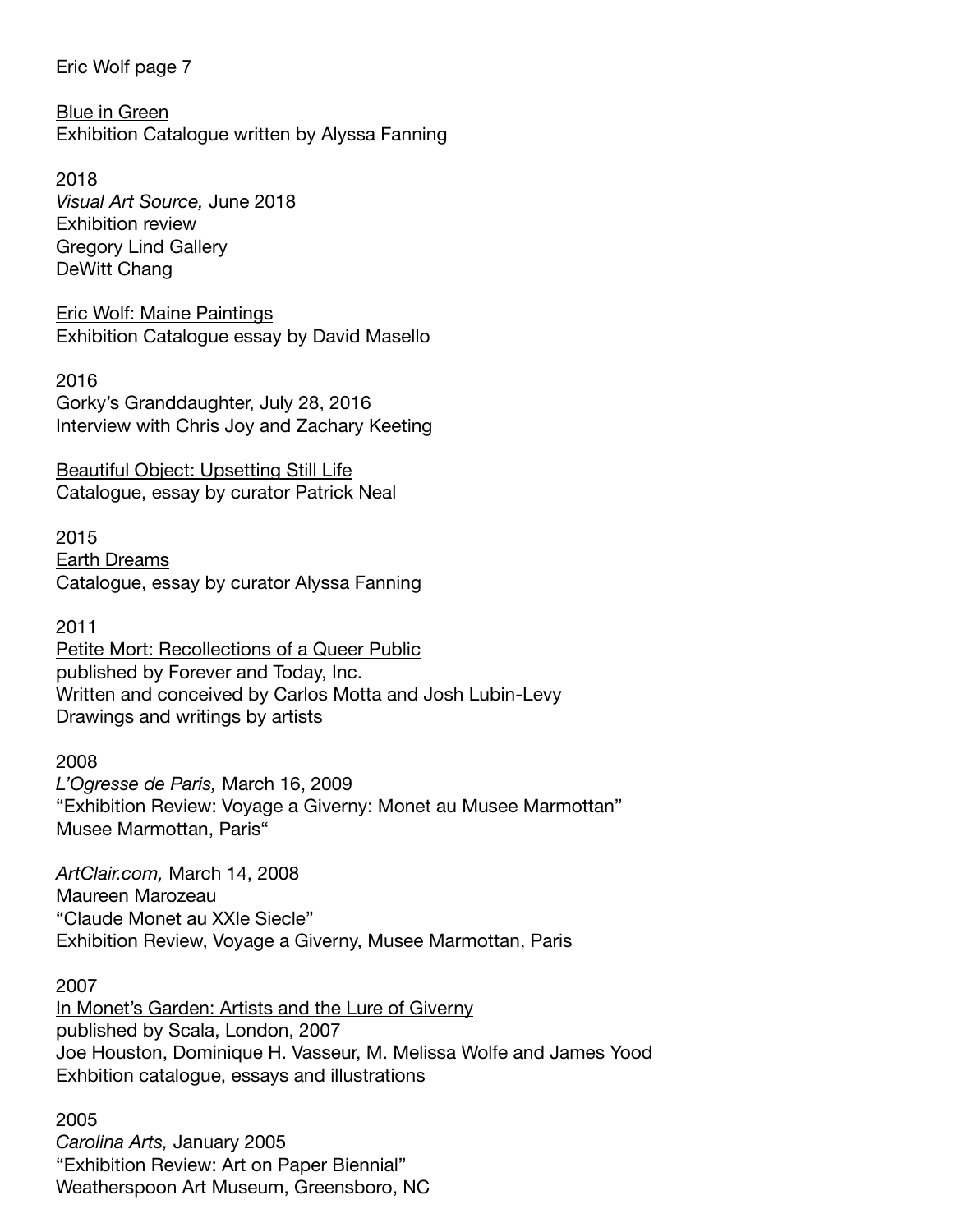Blue in Green
Exhibition Catalogue written by Alyssa Fanning

2018
*Visual Art Source,* June 2018
Exhibition review
Gregory Lind Gallery
DeWitt Chang

Eric Wolf: Maine Paintings
Exhibition Catalogue essay by David Masello

2016
Gorky's Granddaughter, July 28, 2016
Interview with Chris Joy and Zachary Keeting

Beautiful Object: Upsetting Still Life
Catalogue, essay by curator Patrick Neal

2015
Earth Dreams
Catalogue, essay by curator Alyssa Fanning

2011
Petite Mort: Recollections of a Queer Public
published by Forever and Today, Inc.
Written and conceived by Carlos Motta and Josh Lubin-Levy
Drawings and writings by artists

2008
*L'Ogresse de Paris,* March 16, 2009
"Exhibition Review: Voyage a Giverny: Monet au Musee Marmottan"
Musee Marmottan, Paris"

*ArtClair.com,* March 14, 2008
Maureen Marozeau
"Claude Monet au XXIe Siecle"
Exhibition Review, Voyage a Giverny, Musee Marmottan, Paris

2007
In Monet's Garden: Artists and the Lure of Giverny
published by Scala, London, 2007
Joe Houston, Dominique H. Vasseur, M. Melissa Wolfe and James Yood
Exhbition catalogue, essays and illustrations

2005
*Carolina Arts,* January 2005
"Exhibition Review: Art on Paper Biennial"
Weatherspoon Art Museum, Greensboro, NC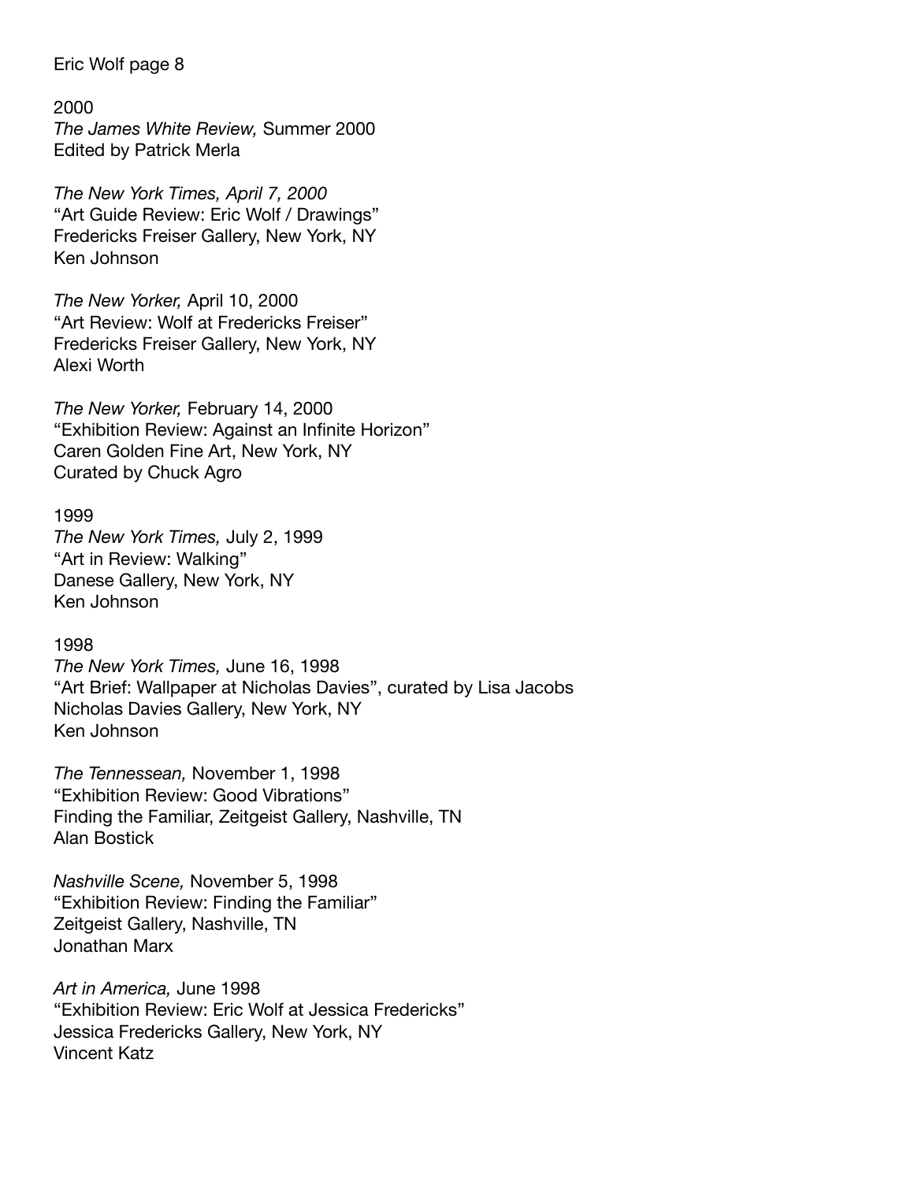2000

*The James White Review,* Summer 2000
Edited by Patrick Merla

*The New York Times, April 7, 2000*
"Art Guide Review: Eric Wolf / Drawings"
Fredericks Freiser Gallery, New York, NY
Ken Johnson

*The New Yorker,* April 10, 2000
"Art Review: Wolf at Fredericks Freiser"
Fredericks Freiser Gallery, New York, NY
Alexi Worth

*The New Yorker,* February 14, 2000
"Exhibition Review: Against an Infinite Horizon"
Caren Golden Fine Art, New York, NY
Curated by Chuck Agro

1999

*The New York Times,* July 2, 1999
"Art in Review: Walking"
Danese Gallery, New York, NY
Ken Johnson

1998

*The New York Times,* June 16, 1998
"Art Brief: Wallpaper at Nicholas Davies", curated by Lisa Jacobs
Nicholas Davies Gallery, New York, NY
Ken Johnson

*The Tennessean,* November 1, 1998
"Exhibition Review: Good Vibrations"
Finding the Familiar, Zeitgeist Gallery, Nashville, TN
Alan Bostick

*Nashville Scene,* November 5, 1998
"Exhibition Review: Finding the Familiar"
Zeitgeist Gallery, Nashville, TN
Jonathan Marx

*Art in America,* June 1998
"Exhibition Review: Eric Wolf at Jessica Fredericks"
Jessica Fredericks Gallery, New York, NY
Vincent Katz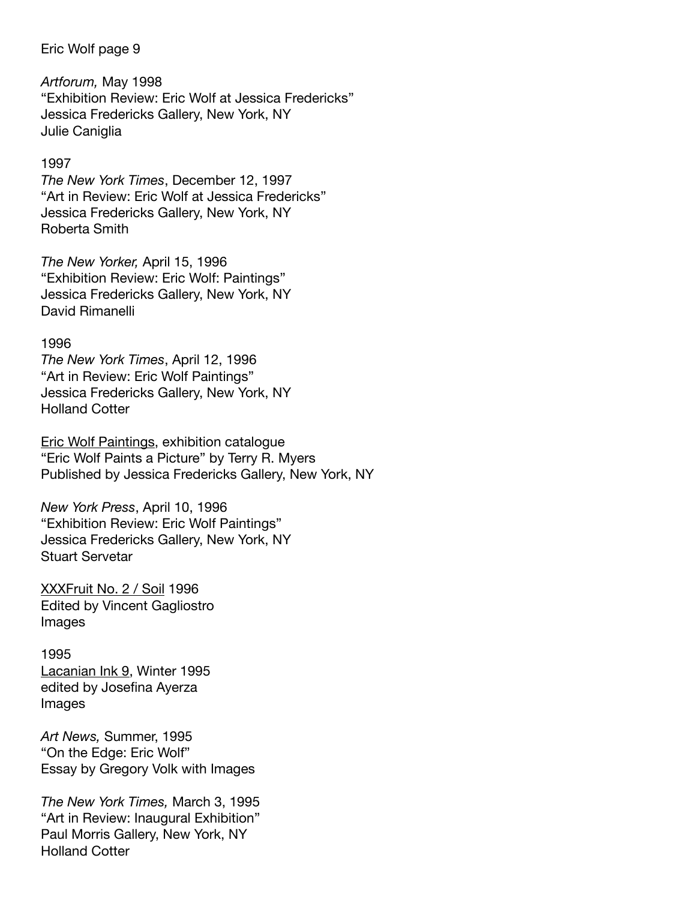*Artforum,* May 1998
"Exhibition Review: Eric Wolf at Jessica Fredericks"
Jessica Fredericks Gallery, New York, NY
Julie Caniglia

1997
*The New York Times*, December 12, 1997
"Art in Review: Eric Wolf at Jessica Fredericks"
Jessica Fredericks Gallery, New York, NY
Roberta Smith

*The New Yorker,* April 15, 1996
"Exhibition Review: Eric Wolf: Paintings"
Jessica Fredericks Gallery, New York, NY
David Rimanelli

1996
*The New York Times*, April 12, 1996
"Art in Review: Eric Wolf Paintings"
Jessica Fredericks Gallery, New York, NY
Holland Cotter

Eric Wolf Paintings, exhibition catalogue
"Eric Wolf Paints a Picture" by Terry R. Myers
Published by Jessica Fredericks Gallery, New York, NY

*New York Press*, April 10, 1996
"Exhibition Review: Eric Wolf Paintings"
Jessica Fredericks Gallery, New York, NY
Stuart Servetar

XXXFruit No. 2 / Soil 1996
Edited by Vincent Gagliostro
Images

1995
Lacanian Ink 9, Winter 1995
edited by Josefina Ayerza
Images

*Art News,* Summer, 1995
"On the Edge: Eric Wolf"
Essay by Gregory Volk with Images

*The New York Times,* March 3, 1995
"Art in Review: Inaugural Exhibition"
Paul Morris Gallery, New York, NY
Holland Cotter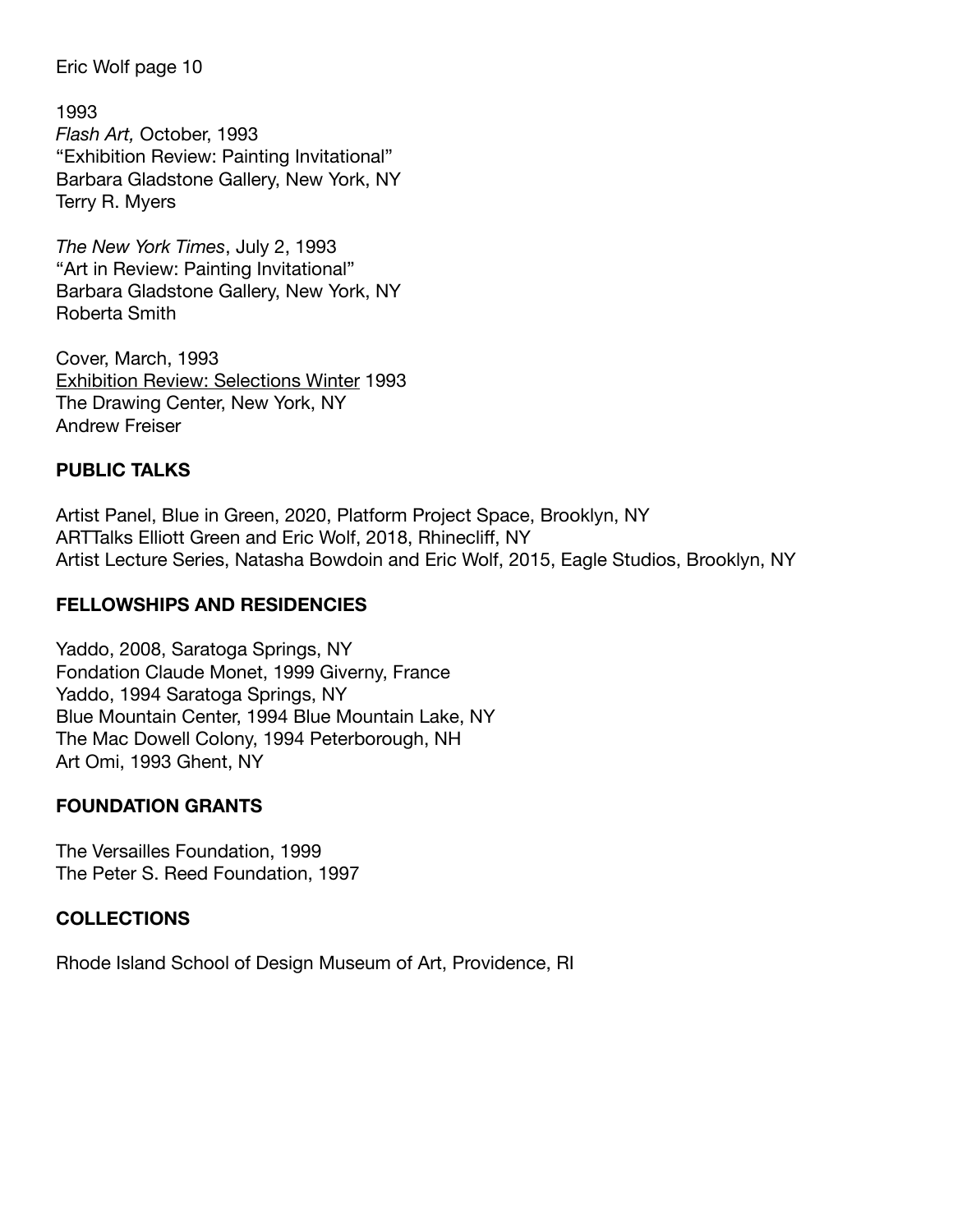1993

*Flash Art,* October, 1993
"Exhibition Review: Painting Invitational"
Barbara Gladstone Gallery, New York, NY
Terry R. Myers

*The New York Times*, July 2, 1993
"Art in Review: Painting Invitational"
Barbara Gladstone Gallery, New York, NY
Roberta Smith

Cover, March, 1993
Exhibition Review: Selections Winter 1993
The Drawing Center, New York, NY
Andrew Freiser

## PUBLIC TALKS

Artist Panel, Blue in Green, 2020, Platform Project Space, Brooklyn, NY
ARTTalks Elliott Green and Eric Wolf, 2018, Rhinecliff, NY
Artist Lecture Series, Natasha Bowdoin and Eric Wolf, 2015, Eagle Studios, Brooklyn, NY

## FELLOWSHIPS AND RESIDENCIES

Yaddo, 2008, Saratoga Springs, NY
Fondation Claude Monet, 1999 Giverny, France
Yaddo, 1994 Saratoga Springs, NY
Blue Mountain Center, 1994 Blue Mountain Lake, NY
The Mac Dowell Colony, 1994 Peterborough, NH
Art Omi, 1993 Ghent, NY

## FOUNDATION GRANTS

The Versailles Foundation, 1999
The Peter S. Reed Foundation, 1997

## COLLECTIONS

Rhode Island School of Design Museum of Art, Providence, RI